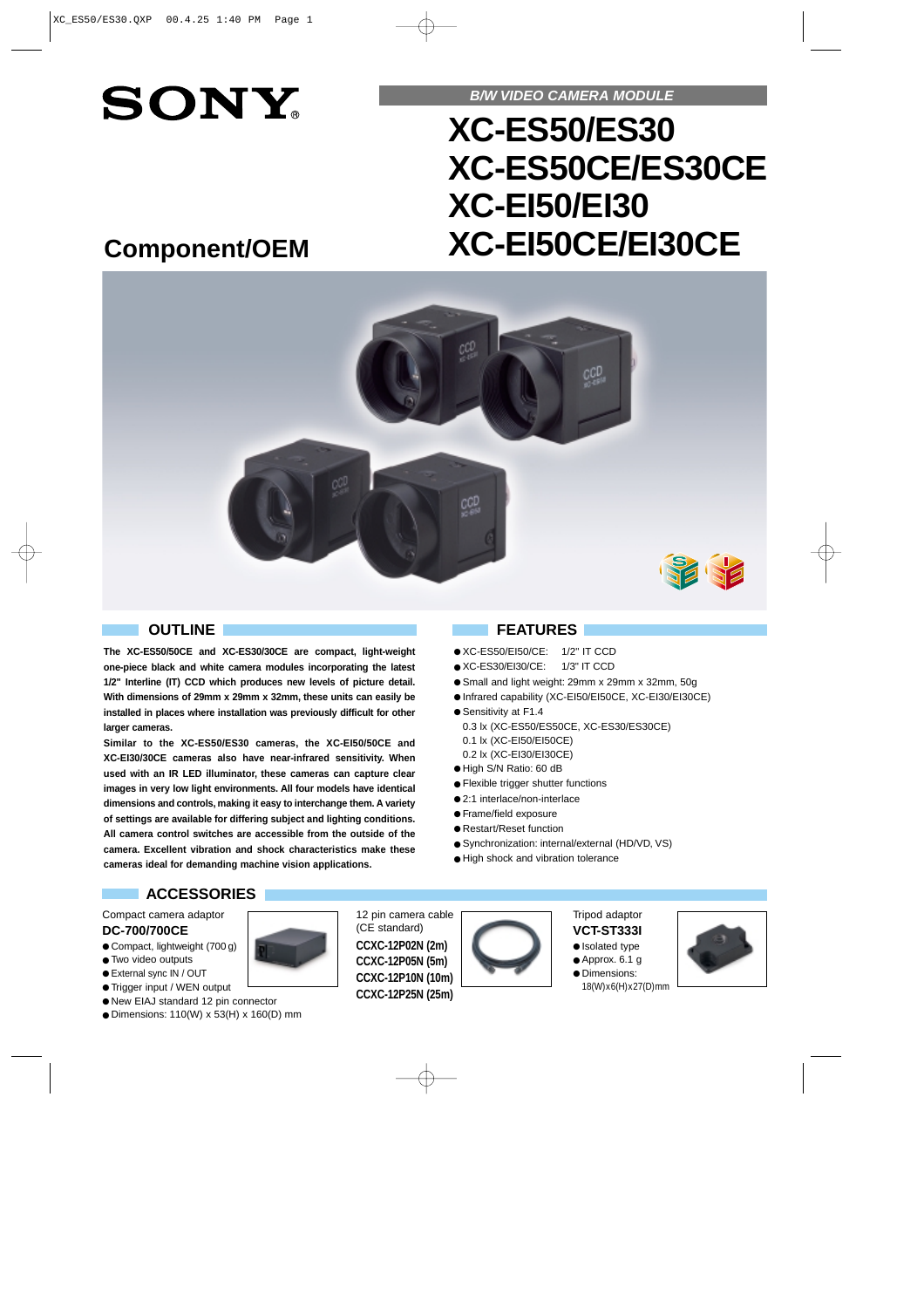SONY

*B/W VIDEO CAMERA MODULE*

# XC-ES50/ES30
# XC-ES50CE/ES30CE
# XC-EI50/EI30
# XC-EI50CE/EI30CE

## Component/OEM

## OUTLINE

**The XC-ES50/50CE and XC-ES30/30CE are compact, light-weight one-piece black and white camera modules incorporating the latest 1/2" Interline (IT) CCD which produces new levels of picture detail. With dimensions of 29mm x 29mm x 32mm, these units can easily be installed in places where installation was previously difficult for other larger cameras.**

**Similar to the XC-ES50/ES30 cameras, the XC-EI50/50CE and XC-EI30/30CE cameras also have near-infrared sensitivity. When used with an IR LED illuminator, these cameras can capture clear images in very low light environments. All four models have identical dimensions and controls, making it easy to interchange them. A variety of settings are available for differing subject and lighting conditions. All camera control switches are accessible from the outside of the camera. Excellent vibration and shock characteristics make these cameras ideal for demanding machine vision applications.**

## FEATURES

- XC-ES50/EI50/CE: 1/2" IT CCD
- XC-ES30/EI30/CE: 1/3" IT CCD
- Small and light weight: 29mm x 29mm x 32mm, 50g
- Infrared capability (XC-EI50/EI50CE, XC-EI30/EI30CE)
- Sensitivity at F1.4
  - 0.3 lx (XC-ES50/ES50CE, XC-ES30/ES30CE)
  - 0.1 lx (XC-EI50/EI50CE)
  - 0.2 lx (XC-EI30/EI30CE)
- High S/N Ratio: 60 dB
- Flexible trigger shutter functions
- 2:1 interlace/non-interlace
- Frame/field exposure
- Restart/Reset function
- Synchronization: internal/external (HD/VD, VS)
- High shock and vibration tolerance

## ACCESSORIES

Compact camera adaptor
**DC-700/700CE**
- Compact, lightweight (700 g)
- Two video outputs
- External sync IN / OUT
- Trigger input / WEN output
- New EIAJ standard 12 pin connector
- Dimensions: 110(W) x 53(H) x 160(D) mm

12 pin camera cable
(CE standard)
**CCXC-12P02N (2m)**
**CCXC-12P05N (5m)**
**CCXC-12P10N (10m)**
**CCXC-12P25N (25m)**

Tripod adaptor
**VCT-ST333I**
- Isolated type
- Approx. 6.1 g
- Dimensions: 18(W)x6(H)x27(D)mm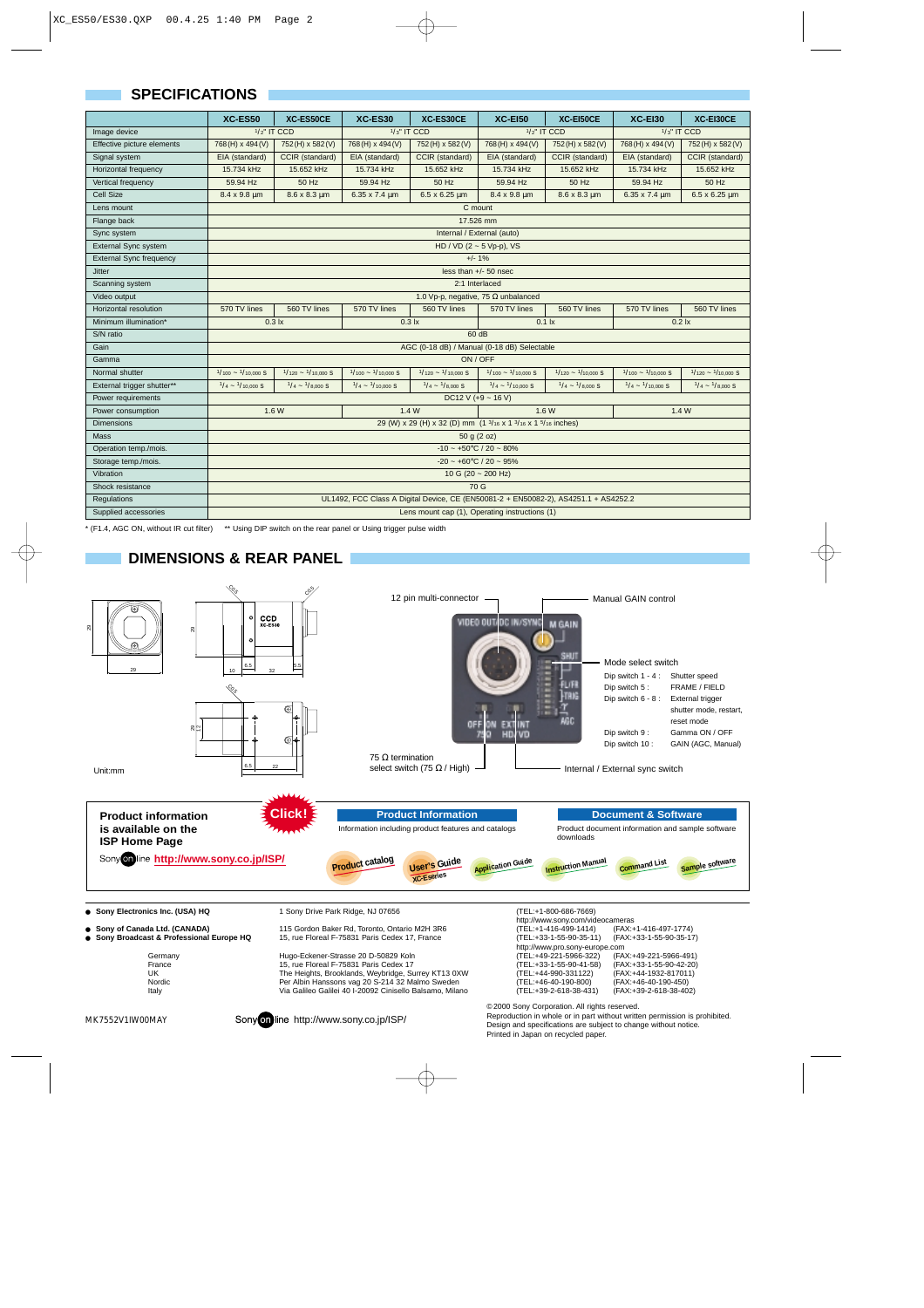## SPECIFICATIONS

| | XC-ES50 | XC-ES50CE | XC-ES30 | XC-ES30CE | XC-EI50 | XC-EI50CE | XC-EI30 | XC-EI30CE |
|---|---|---|---|---|---|---|---|---|
| Image device | 1/2" IT CCD | | 1/3" IT CCD | | 1/2" IT CCD | | 1/3" IT CCD | |
| Effective picture elements | 768 (H) x 494 (V) | 752 (H) x 582 (V) | 768 (H) x 494 (V) | 752 (H) x 582 (V) | 768 (H) x 494 (V) | 752 (H) x 582 (V) | 768 (H) x 494 (V) | 752 (H) x 582 (V) |
| Signal system | EIA (standard) | CCIR (standard) | EIA (standard) | CCIR (standard) | EIA (standard) | CCIR (standard) | EIA (standard) | CCIR (standard) |
| Horizontal frequency | 15.734 kHz | 15.652 kHz | 15.734 kHz | 15.652 kHz | 15.734 kHz | 15.652 kHz | 15.734 kHz | 15.652 kHz |
| Vertical frequency | 59.94 Hz | 50 Hz | 59.94 Hz | 50 Hz | 59.94 Hz | 50 Hz | 59.94 Hz | 50 Hz |
| Cell Size | 8.4 x 9.8 µm | 8.6 x 8.3 µm | 6.35 x 7.4 µm | 6.5 x 6.25 µm | 8.4 x 9.8 µm | 8.6 x 8.3 µm | 6.35 x 7.4 µm | 6.5 x 6.25 µm |
| Lens mount | C mount | | | | | | | |
| Flange back | 17.526 mm | | | | | | | |
| Sync system | Internal / External (auto) | | | | | | | |
| External Sync system | HD / VD (2 ~ 5 Vp-p), VS | | | | | | | |
| External Sync frequency | +/- 1% | | | | | | | |
| Jitter | less than +/- 50 nsec | | | | | | | |
| Scanning system | 2:1 Interlaced | | | | | | | |
| Video output | 1.0 Vp-p, negative, 75 Ω unbalanced | | | | | | | |
| Horizontal resolution | 570 TV lines | 560 TV lines | 570 TV lines | 560 TV lines | 570 TV lines | 560 TV lines | 570 TV lines | 560 TV lines |
| Minimum illumination* | 0.3 lx | | 0.3 lx | | 0.1 lx | | 0.2 lx | |
| S/N ratio | 60 dB | | | | | | | |
| Gain | AGC (0-18 dB) / Manual (0-18 dB) Selectable | | | | | | | |
| Gamma | ON / OFF | | | | | | | |
| Normal shutter | 1/100 ~ 1/10,000 s | 1/120 ~ 1/10,000 s | 1/100 ~ 1/10,000 s | 1/120 ~ 1/10,000 s | 1/100 ~ 1/10,000 s | 1/120 ~ 1/10,000 s | 1/100 ~ 1/10,000 s | 1/120 ~ 1/10,000 s |
| External trigger shutter** | 1/4 ~ 1/10,000 s | 1/4 ~ 1/8,000 s | 1/4 ~ 1/10,000 s | 1/4 ~ 1/8,000 s | 1/4 ~ 1/10,000 s | 1/4 ~ 1/8,000 s | 1/4 ~ 1/10,000 s | 1/4 ~ 1/8,000 s |
| Power requirements | DC12 V (+9 ~ 16 V) | | | | | | | |
| Power consumption | 1.6 W | | 1.4 W | | 1.6 W | | 1.4 W | |
| Dimensions | 29 (W) x 29 (H) x 32 (D) mm (1 3/16 x 1 3/16 x 1 5/16 inches) | | | | | | | |
| Mass | 50 g (2 oz) | | | | | | | |
| Operation temp./mois. | -10 ~ +50°C / 20 ~ 80% | | | | | | | |
| Storage temp./mois. | -20 ~ +60°C / 20 ~ 95% | | | | | | | |
| Vibration | 10 G (20 ~ 200 Hz) | | | | | | | |
| Shock resistance | 70 G | | | | | | | |
| Regulations | UL1492, FCC Class A Digital Device, CE (EN50081-2 + EN50082-2), AS4251.1 + AS4252.2 | | | | | | | |
| Supplied accessories | Lens mount cap (1), Operating instructions (1) | | | | | | | |

\* (F1.4, AGC ON, without IR cut filter)   ** Using DIP switch on the rear panel or Using trigger pulse width

## DIMENSIONS & REAR PANEL

Unit:mm

12 pin multi-connector

Manual GAIN control

Mode select switch

- Dip switch 1 - 4 : Shutter speed
- Dip switch 5 : FRAME / FIELD
- Dip switch 6 - 8 : External trigger shutter mode, restart, reset mode
- Dip switch 9 : Gamma ON / OFF
- Dip switch 10 : GAIN (AGC, Manual)

75 Ω termination select switch (75 Ω / High)

Internal / External sync switch

**Product information is available on the ISP Home Page** Click!

Sony online **http://www.sony.co.jp/ISP/**

**Product Information**
Information including product features and catalogs

**Document & Software**
Product document information and sample software downloads

Product catalog · User's Guide XC-Eseries · Application Guide · Instruction Manual · Command List · Sample software

- **Sony Electronics Inc. (USA) HQ** — 1 Sony Drive Park Ridge, NJ 07656 — (TEL:+1-800-686-7669) http://www.sony.com/videocameras
- **Sony of Canada Ltd. (CANADA)** — 115 Gordon Baker Rd. Toronto, Ontario M2H 3R6 — (TEL:+1-416-499-1414) (FAX:+1-416-497-1774)
- **Sony Broadcast & Professional Europe HQ** — 15, rue Floreal F-75831 Paris Cedex 17, France — (TEL:+33-1-55-90-35-11) (FAX:+33-1-55-90-35-17) http://www.pro.sony-europe.com

| | | | |
|---|---|---|---|
| Germany | Hugo-Eckener-Strasse 20 D-50829 Koln | (TEL:+49-221-5966-322) | (FAX:+49-221-5966-491) |
| France | 15, rue Floreal F-75831 Paris Cedex 17 | (TEL:+33-1-55-90-41-58) | (FAX:+33-1-55-90-42-20) |
| UK | The Heights, Brooklands, Weybridge, Surrey KT13 0XW | (TEL:+44-990-331122) | (FAX:+44-1932-817011) |
| Nordic | Per Albin Hanssons vag 20 S-214 32 Malmo Sweden | (TEL:+46-40-190-800) | (FAX:+46-40-190-450) |
| Italy | Via Galileo Galilei 40 I-20092 Cinisello Balsamo, Milano | (TEL:+39-2-618-38-431) | (FAX:+39-2-618-38-402) |

MK7552V1IW00MAY

Sony online http://www.sony.co.jp/ISP/

©2000 Sony Corporation. All rights reserved.
Reproduction in whole or in part without written permission is prohibited.
Design and specifications are subject to change without notice.
Printed in Japan on recycled paper.